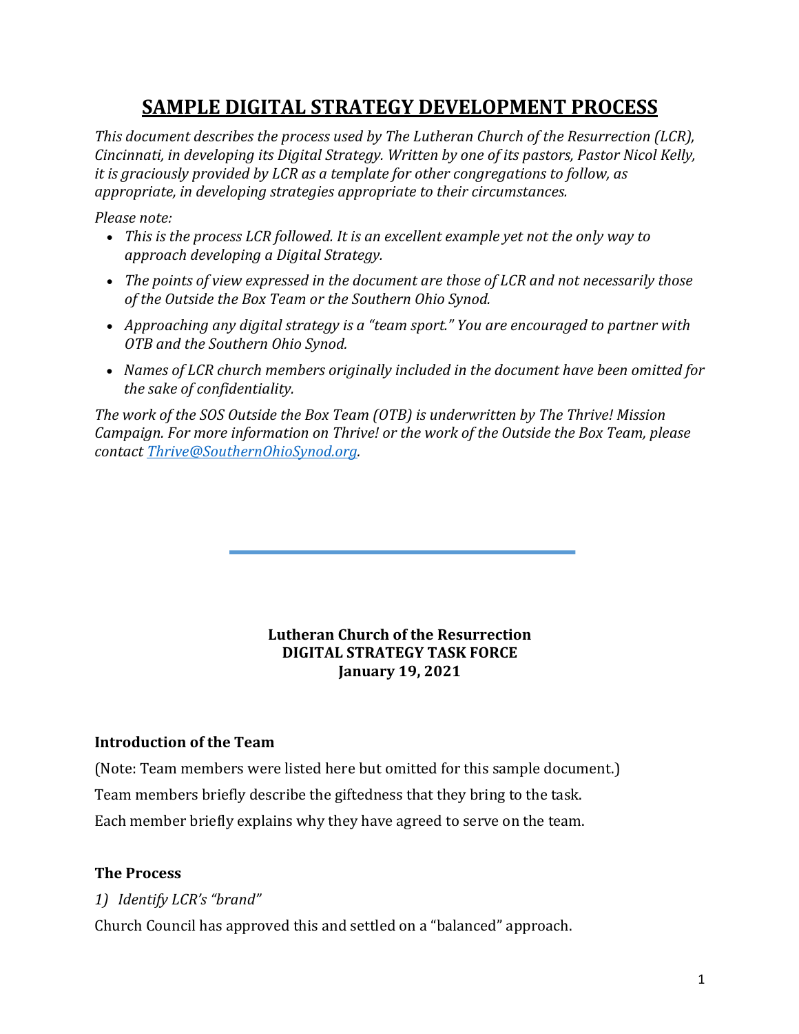# SAMPLE DIGITAL STRATEGY DEVELOPMENT PROCESS

*This document describes the process used by The Lutheran Church of the Resurrection (LCR), Cincinnati, in developing its Digital Strategy. Written by one of its pastors, Pastor Nicol Kelly, it is graciously provided by LCR as a template for other congregations to follow, as appropriate, in developing strategies appropriate to their circumstances.*

*Please note:*

- *This is the process LCR followed. It is an excellent example yet not the only way to approach developing a Digital Strategy.*
- *The points of view expressed in the document are those of LCR and not necessarily those of the Outside the Box Team or the Southern Ohio Synod.*
- *Approaching any digital strategy is a "team sport." You are encouraged to partner with OTB and the Southern Ohio Synod.*
- *Names of LCR church members originally included in the document have been omitted for the sake of confidentiality.*

*The work of the SOS Outside the Box Team (OTB) is underwritten by The Thrive! Mission Campaign. For more information on Thrive! or the work of the Outside the Box Team, please contact [Thrive@SouthernOhioSynod.org](mailto:Thrive@SouthernOhioSynod.org).*

---

**Lutheran Church of the Resurrection**
**DIGITAL STRATEGY TASK FORCE**
**January 19, 2021**

### Introduction of the Team

(Note: Team members were listed here but omitted for this sample document.)

Team members briefly describe the giftedness that they bring to the task.

Each member briefly explains why they have agreed to serve on the team.

### The Process

*1) Identify LCR's "brand"*

Church Council has approved this and settled on a "balanced" approach.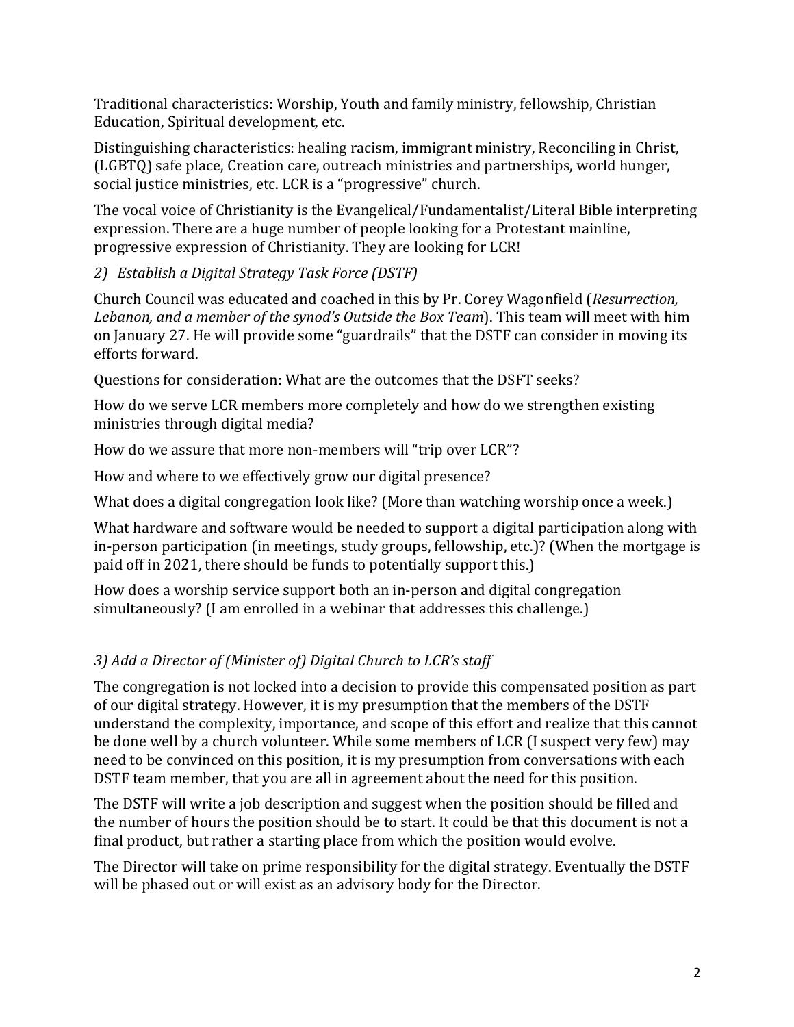Traditional characteristics: Worship, Youth and family ministry, fellowship, Christian Education, Spiritual development, etc.

Distinguishing characteristics: healing racism, immigrant ministry, Reconciling in Christ, (LGBTQ) safe place, Creation care, outreach ministries and partnerships, world hunger, social justice ministries, etc. LCR is a "progressive" church.

The vocal voice of Christianity is the Evangelical/Fundamentalist/Literal Bible interpreting expression. There are a huge number of people looking for a Protestant mainline, progressive expression of Christianity. They are looking for LCR!

*2) Establish a Digital Strategy Task Force (DSTF)*

Church Council was educated and coached in this by Pr. Corey Wagonfield (*Resurrection, Lebanon, and a member of the synod's Outside the Box Team*). This team will meet with him on January 27. He will provide some "guardrails" that the DSTF can consider in moving its efforts forward.

Questions for consideration: What are the outcomes that the DSFT seeks?

How do we serve LCR members more completely and how do we strengthen existing ministries through digital media?

How do we assure that more non-members will "trip over LCR"?

How and where to we effectively grow our digital presence?

What does a digital congregation look like? (More than watching worship once a week.)

What hardware and software would be needed to support a digital participation along with in-person participation (in meetings, study groups, fellowship, etc.)? (When the mortgage is paid off in 2021, there should be funds to potentially support this.)

How does a worship service support both an in-person and digital congregation simultaneously? (I am enrolled in a webinar that addresses this challenge.)

*3) Add a Director of (Minister of) Digital Church to LCR's staff*

The congregation is not locked into a decision to provide this compensated position as part of our digital strategy. However, it is my presumption that the members of the DSTF understand the complexity, importance, and scope of this effort and realize that this cannot be done well by a church volunteer. While some members of LCR (I suspect very few) may need to be convinced on this position, it is my presumption from conversations with each DSTF team member, that you are all in agreement about the need for this position.

The DSTF will write a job description and suggest when the position should be filled and the number of hours the position should be to start. It could be that this document is not a final product, but rather a starting place from which the position would evolve.

The Director will take on prime responsibility for the digital strategy. Eventually the DSTF will be phased out or will exist as an advisory body for the Director.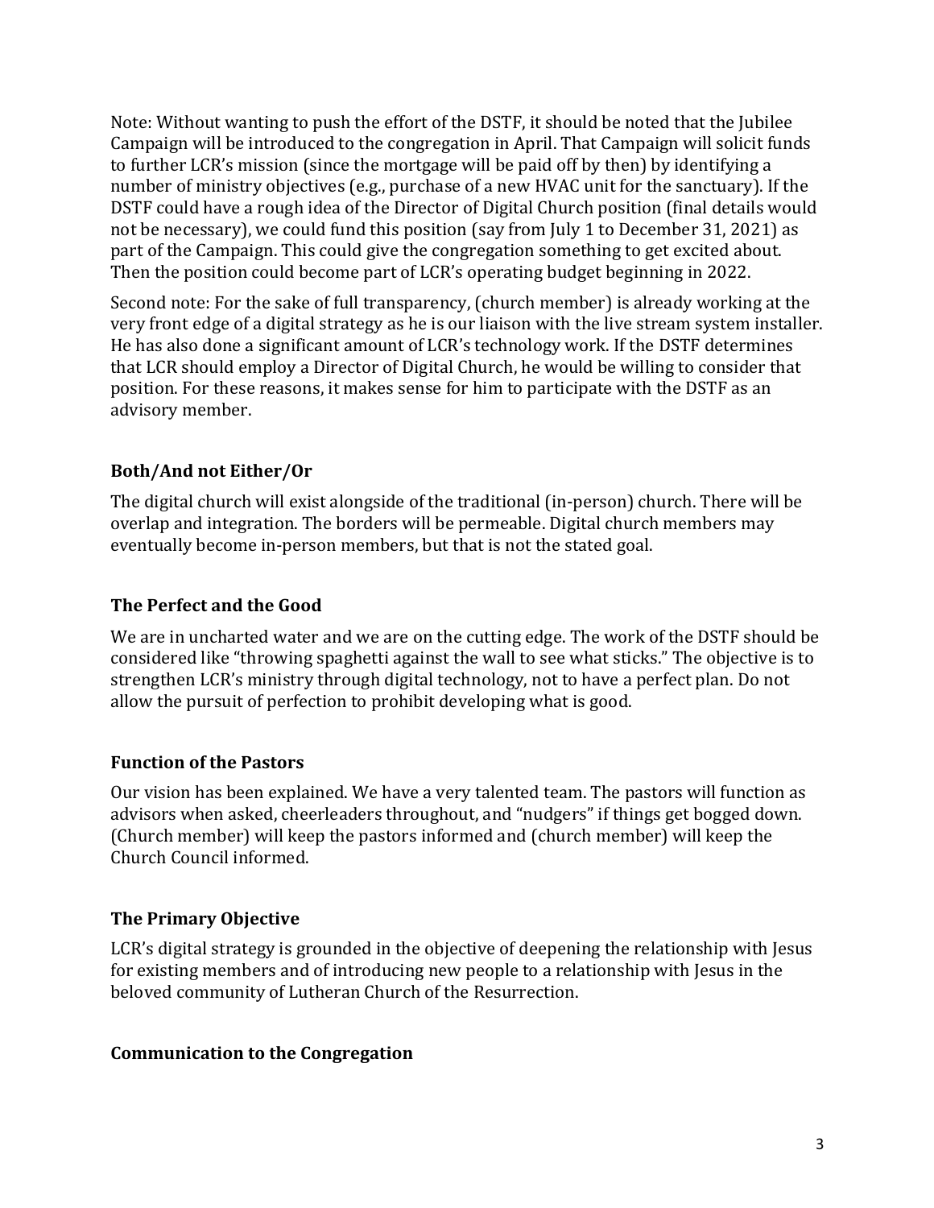Note: Without wanting to push the effort of the DSTF, it should be noted that the Jubilee Campaign will be introduced to the congregation in April. That Campaign will solicit funds to further LCR's mission (since the mortgage will be paid off by then) by identifying a number of ministry objectives (e.g., purchase of a new HVAC unit for the sanctuary). If the DSTF could have a rough idea of the Director of Digital Church position (final details would not be necessary), we could fund this position (say from July 1 to December 31, 2021) as part of the Campaign. This could give the congregation something to get excited about. Then the position could become part of LCR's operating budget beginning in 2022.

Second note: For the sake of full transparency, (church member) is already working at the very front edge of a digital strategy as he is our liaison with the live stream system installer. He has also done a significant amount of LCR's technology work. If the DSTF determines that LCR should employ a Director of Digital Church, he would be willing to consider that position. For these reasons, it makes sense for him to participate with the DSTF as an advisory member.

### Both/And not Either/Or

The digital church will exist alongside of the traditional (in-person) church. There will be overlap and integration. The borders will be permeable. Digital church members may eventually become in-person members, but that is not the stated goal.

### The Perfect and the Good

We are in uncharted water and we are on the cutting edge. The work of the DSTF should be considered like "throwing spaghetti against the wall to see what sticks." The objective is to strengthen LCR's ministry through digital technology, not to have a perfect plan. Do not allow the pursuit of perfection to prohibit developing what is good.

### Function of the Pastors

Our vision has been explained. We have a very talented team. The pastors will function as advisors when asked, cheerleaders throughout, and "nudgers" if things get bogged down. (Church member) will keep the pastors informed and (church member) will keep the Church Council informed.

### The Primary Objective

LCR's digital strategy is grounded in the objective of deepening the relationship with Jesus for existing members and of introducing new people to a relationship with Jesus in the beloved community of Lutheran Church of the Resurrection.

### Communication to the Congregation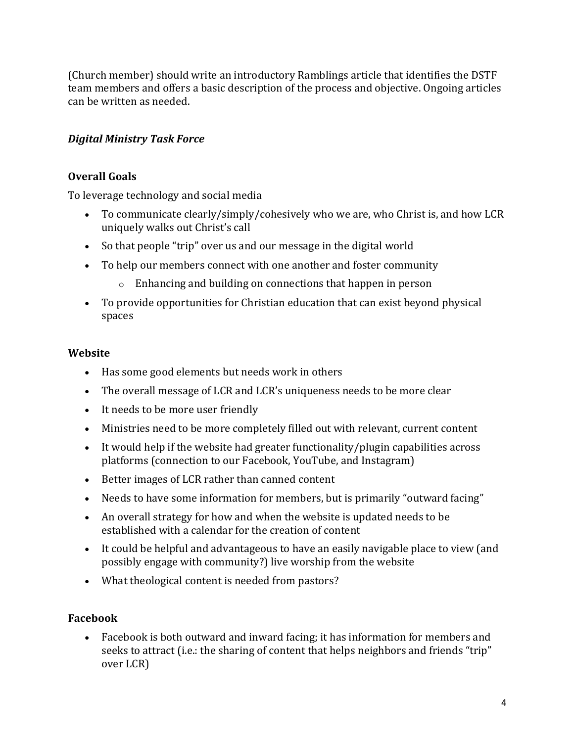(Church member) should write an introductory Ramblings article that identifies the DSTF team members and offers a basic description of the process and objective. Ongoing articles can be written as needed.

### *Digital Ministry Task Force*

**Overall Goals**

To leverage technology and social media

- To communicate clearly/simply/cohesively who we are, who Christ is, and how LCR uniquely walks out Christ's call
- So that people "trip" over us and our message in the digital world
- To help our members connect with one another and foster community
  - Enhancing and building on connections that happen in person
- To provide opportunities for Christian education that can exist beyond physical spaces

**Website**

- Has some good elements but needs work in others
- The overall message of LCR and LCR's uniqueness needs to be more clear
- It needs to be more user friendly
- Ministries need to be more completely filled out with relevant, current content
- It would help if the website had greater functionality/plugin capabilities across platforms (connection to our Facebook, YouTube, and Instagram)
- Better images of LCR rather than canned content
- Needs to have some information for members, but is primarily "outward facing"
- An overall strategy for how and when the website is updated needs to be established with a calendar for the creation of content
- It could be helpful and advantageous to have an easily navigable place to view (and possibly engage with community?) live worship from the website
- What theological content is needed from pastors?

**Facebook**

- Facebook is both outward and inward facing; it has information for members and seeks to attract (i.e.: the sharing of content that helps neighbors and friends "trip" over LCR)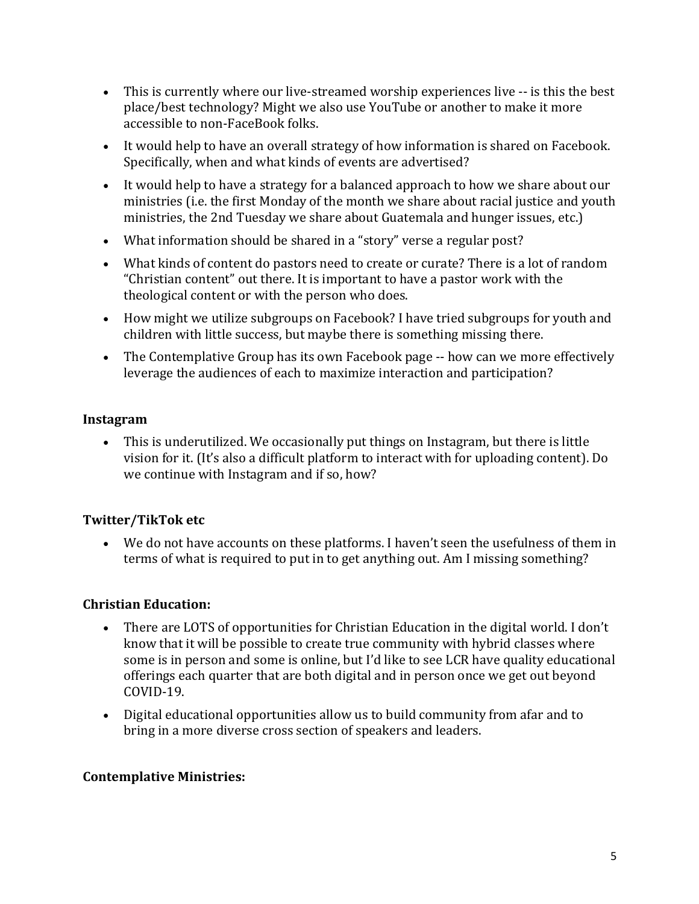- This is currently where our live-streamed worship experiences live -- is this the best place/best technology? Might we also use YouTube or another to make it more accessible to non-FaceBook folks.
- It would help to have an overall strategy of how information is shared on Facebook. Specifically, when and what kinds of events are advertised?
- It would help to have a strategy for a balanced approach to how we share about our ministries (i.e. the first Monday of the month we share about racial justice and youth ministries, the 2nd Tuesday we share about Guatemala and hunger issues, etc.)
- What information should be shared in a "story" verse a regular post?
- What kinds of content do pastors need to create or curate? There is a lot of random "Christian content" out there. It is important to have a pastor work with the theological content or with the person who does.
- How might we utilize subgroups on Facebook? I have tried subgroups for youth and children with little success, but maybe there is something missing there.
- The Contemplative Group has its own Facebook page -- how can we more effectively leverage the audiences of each to maximize interaction and participation?

**Instagram**

- This is underutilized. We occasionally put things on Instagram, but there is little vision for it. (It's also a difficult platform to interact with for uploading content). Do we continue with Instagram and if so, how?

**Twitter/TikTok etc**

- We do not have accounts on these platforms. I haven't seen the usefulness of them in terms of what is required to put in to get anything out. Am I missing something?

**Christian Education:**

- There are LOTS of opportunities for Christian Education in the digital world. I don't know that it will be possible to create true community with hybrid classes where some is in person and some is online, but I'd like to see LCR have quality educational offerings each quarter that are both digital and in person once we get out beyond COVID-19.
- Digital educational opportunities allow us to build community from afar and to bring in a more diverse cross section of speakers and leaders.

**Contemplative Ministries:**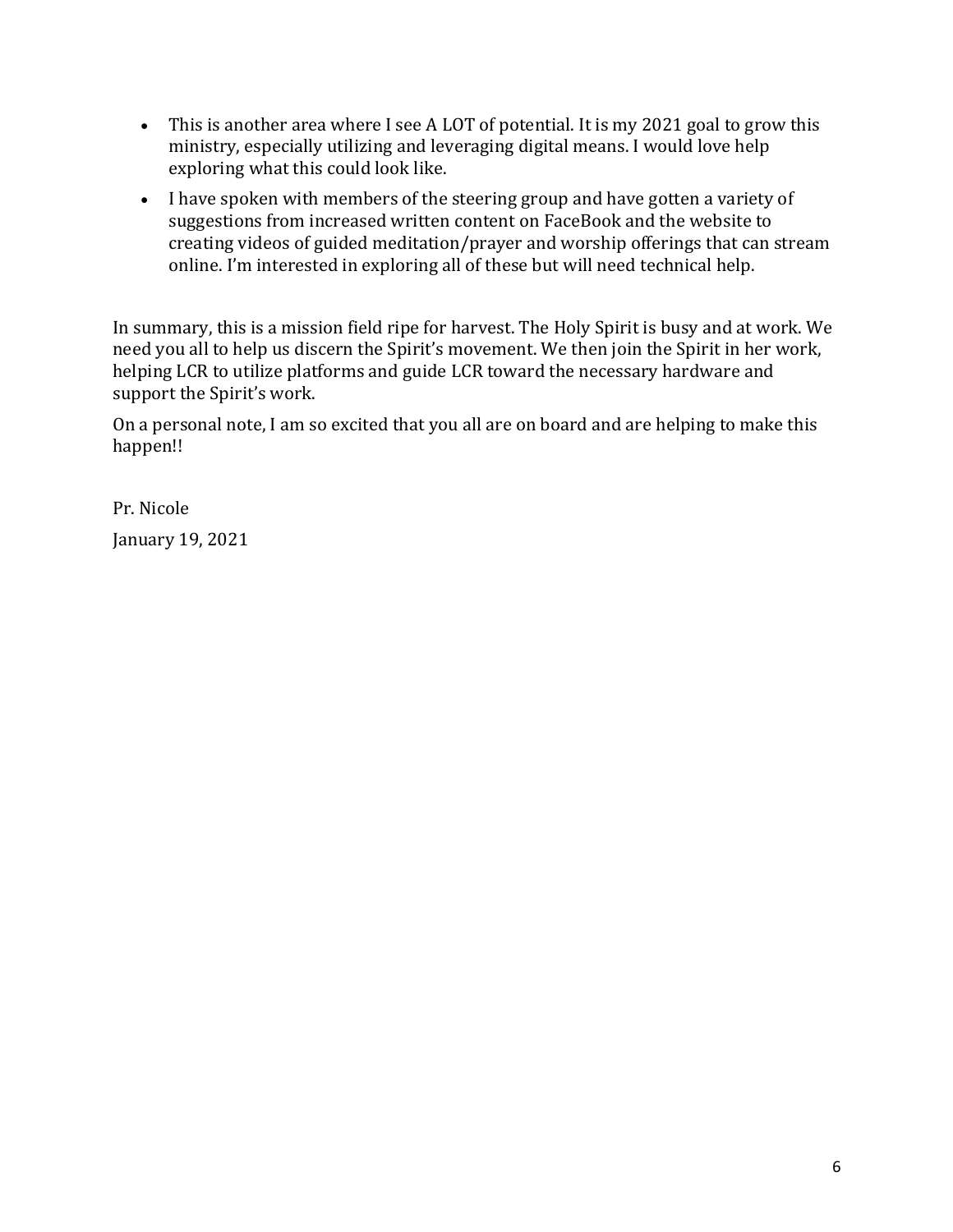- This is another area where I see A LOT of potential. It is my 2021 goal to grow this ministry, especially utilizing and leveraging digital means. I would love help exploring what this could look like.
- I have spoken with members of the steering group and have gotten a variety of suggestions from increased written content on FaceBook and the website to creating videos of guided meditation/prayer and worship offerings that can stream online. I'm interested in exploring all of these but will need technical help.

In summary, this is a mission field ripe for harvest. The Holy Spirit is busy and at work. We need you all to help us discern the Spirit's movement. We then join the Spirit in her work, helping LCR to utilize platforms and guide LCR toward the necessary hardware and support the Spirit's work.

On a personal note, I am so excited that you all are on board and are helping to make this happen!!

Pr. Nicole

January 19, 2021